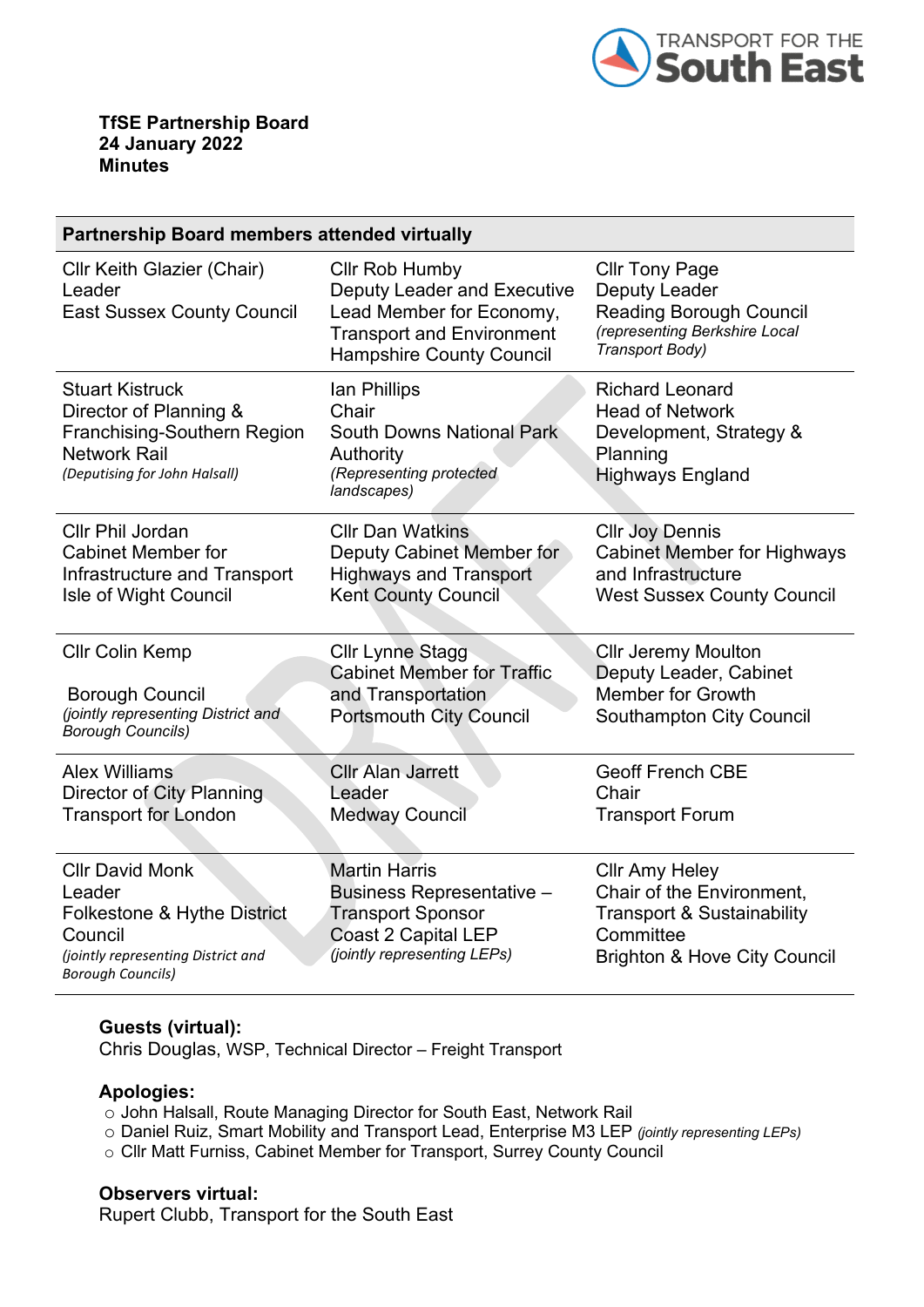**TfSE Partnership Board**
**24 January 2022**
**Minutes**

| **Partnership Board members attended virtually** | | |
|---|---|---|
| Cllr Keith Glazier (Chair)<br>Leader<br>East Sussex County Council | Cllr Rob Humby<br>Deputy Leader and Executive Lead Member for Economy, Transport and Environment<br>Hampshire County Council | Cllr Tony Page<br>Deputy Leader<br>Reading Borough Council<br>*(representing Berkshire Local Transport Body)* |
| Stuart Kistruck<br>Director of Planning & Franchising-Southern Region<br>Network Rail<br>*(Deputising for John Halsall)* | Ian Phillips<br>Chair<br>South Downs National Park Authority<br>*(Representing protected landscapes)* | Richard Leonard<br>Head of Network Development, Strategy & Planning<br>Highways England |
| Cllr Phil Jordan<br>Cabinet Member for Infrastructure and Transport<br>Isle of Wight Council | Cllr Dan Watkins<br>Deputy Cabinet Member for Highways and Transport<br>Kent County Council | Cllr Joy Dennis<br>Cabinet Member for Highways and Infrastructure<br>West Sussex County Council |
| Cllr Colin Kemp<br><br>Borough Council<br>*(jointly representing District and Borough Councils)* | Cllr Lynne Stagg<br>Cabinet Member for Traffic and Transportation<br>Portsmouth City Council | Cllr Jeremy Moulton<br>Deputy Leader, Cabinet Member for Growth<br>Southampton City Council |
| Alex Williams<br>Director of City Planning<br>Transport for London | Cllr Alan Jarrett<br>Leader<br>Medway Council | Geoff French CBE<br>Chair<br>Transport Forum |
| Cllr David Monk<br>Leader<br>Folkestone & Hythe District Council<br>*(jointly representing District and Borough Councils)* | Martin Harris<br>Business Representative – Transport Sponsor<br>Coast 2 Capital LEP<br>*(jointly representing LEPs)* | Cllr Amy Heley<br>Chair of the Environment, Transport & Sustainability Committee<br>Brighton & Hove City Council |

**Guests (virtual):**
Chris Douglas, WSP, Technical Director – Freight Transport

**Apologies:**

- John Halsall, Route Managing Director for South East, Network Rail
- Daniel Ruiz, Smart Mobility and Transport Lead, Enterprise M3 LEP *(jointly representing LEPs)*
- Cllr Matt Furniss, Cabinet Member for Transport, Surrey County Council

**Observers virtual:**
Rupert Clubb, Transport for the South East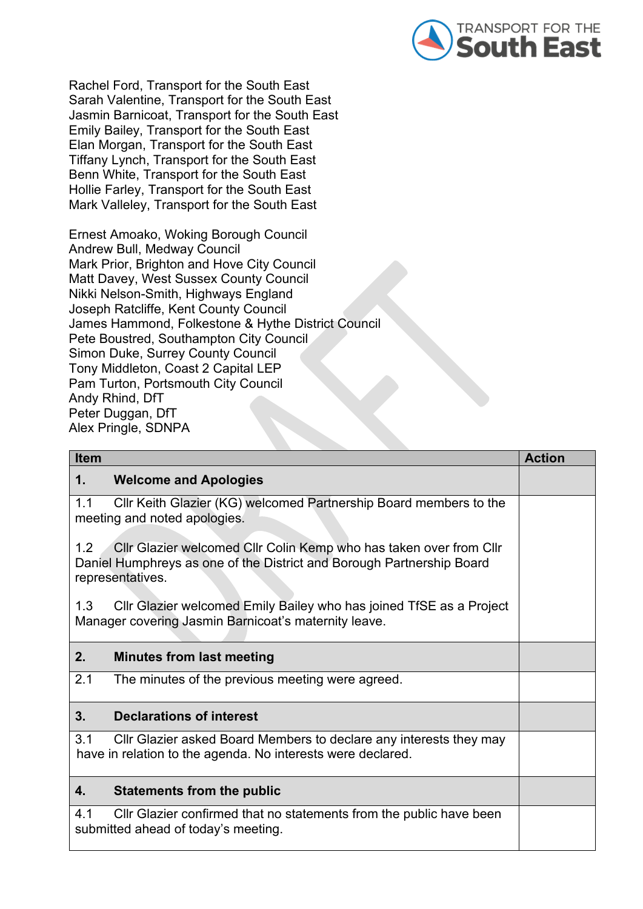Rachel Ford, Transport for the South East
Sarah Valentine, Transport for the South East
Jasmin Barnicoat, Transport for the South East
Emily Bailey, Transport for the South East
Elan Morgan, Transport for the South East
Tiffany Lynch, Transport for the South East
Benn White, Transport for the South East
Hollie Farley, Transport for the South East
Mark Valleley, Transport for the South East

Ernest Amoako, Woking Borough Council
Andrew Bull, Medway Council
Mark Prior, Brighton and Hove City Council
Matt Davey, West Sussex County Council
Nikki Nelson-Smith, Highways England
Joseph Ratcliffe, Kent County Council
James Hammond, Folkestone & Hythe District Council
Pete Boustred, Southampton City Council
Simon Duke, Surrey County Council
Tony Middleton, Coast 2 Capital LEP
Pam Turton, Portsmouth City Council
Andy Rhind, DfT
Peter Duggan, DfT
Alex Pringle, SDNPA

| Item | Action |
|---|---|
| **1. Welcome and Apologies** | |
| 1.1 Cllr Keith Glazier (KG) welcomed Partnership Board members to the meeting and noted apologies.<br><br>1.2 Cllr Glazier welcomed Cllr Colin Kemp who has taken over from Cllr Daniel Humphreys as one of the District and Borough Partnership Board representatives.<br><br>1.3 Cllr Glazier welcomed Emily Bailey who has joined TfSE as a Project Manager covering Jasmin Barnicoat's maternity leave. | |
| **2. Minutes from last meeting** | |
| 2.1 The minutes of the previous meeting were agreed. | |
| **3. Declarations of interest** | |
| 3.1 Cllr Glazier asked Board Members to declare any interests they may have in relation to the agenda. No interests were declared. | |
| **4. Statements from the public** | |
| 4.1 Cllr Glazier confirmed that no statements from the public have been submitted ahead of today's meeting. | |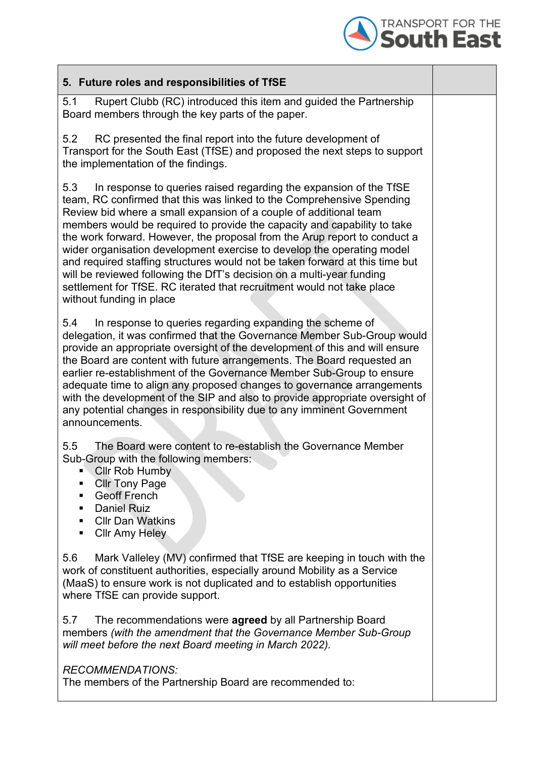## 5. Future roles and responsibilities of TfSE

5.1 Rupert Clubb (RC) introduced this item and guided the Partnership Board members through the key parts of the paper.

5.2 RC presented the final report into the future development of Transport for the South East (TfSE) and proposed the next steps to support the implementation of the findings.

5.3 In response to queries raised regarding the expansion of the TfSE team, RC confirmed that this was linked to the Comprehensive Spending Review bid where a small expansion of a couple of additional team members would be required to provide the capacity and capability to take the work forward. However, the proposal from the Arup report to conduct a wider organisation development exercise to develop the operating model and required staffing structures would not be taken forward at this time but will be reviewed following the DfT's decision on a multi-year funding settlement for TfSE. RC iterated that recruitment would not take place without funding in place

5.4 In response to queries regarding expanding the scheme of delegation, it was confirmed that the Governance Member Sub-Group would provide an appropriate oversight of the development of this and will ensure the Board are content with future arrangements. The Board requested an earlier re-establishment of the Governance Member Sub-Group to ensure adequate time to align any proposed changes to governance arrangements with the development of the SIP and also to provide appropriate oversight of any potential changes in responsibility due to any imminent Government announcements.

5.5 The Board were content to re-establish the Governance Member Sub-Group with the following members:

- Cllr Rob Humby
- Cllr Tony Page
- Geoff French
- Daniel Ruiz
- Cllr Dan Watkins
- Cllr Amy Heley

5.6 Mark Valleley (MV) confirmed that TfSE are keeping in touch with the work of constituent authorities, especially around Mobility as a Service (MaaS) to ensure work is not duplicated and to establish opportunities where TfSE can provide support.

5.7 The recommendations were **agreed** by all Partnership Board members *(with the amendment that the Governance Member Sub-Group will meet before the next Board meeting in March 2022).*

*RECOMMENDATIONS:*

The members of the Partnership Board are recommended to: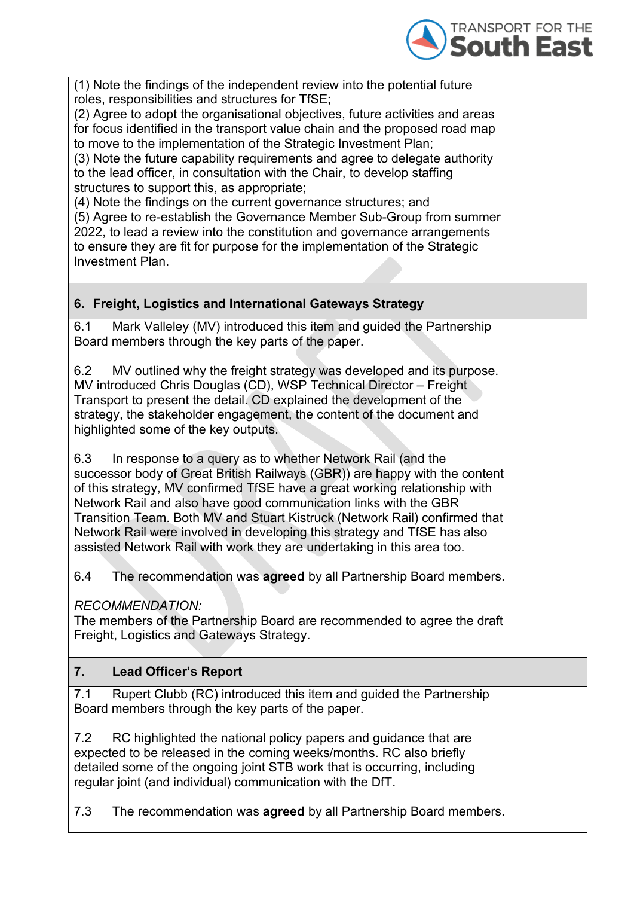| | |
|---|---|
| (1) Note the findings of the independent review into the potential future roles, responsibilities and structures for TfSE;<br>(2) Agree to adopt the organisational objectives, future activities and areas for focus identified in the transport value chain and the proposed road map to move to the implementation of the Strategic Investment Plan;<br>(3) Note the future capability requirements and agree to delegate authority to the lead officer, in consultation with the Chair, to develop staffing structures to support this, as appropriate;<br>(4) Note the findings on the current governance structures; and<br>(5) Agree to re-establish the Governance Member Sub-Group from summer 2022, to lead a review into the constitution and governance arrangements to ensure they are fit for purpose for the implementation of the Strategic Investment Plan. | |
| **6. Freight, Logistics and International Gateways Strategy** | |
| 6.1 Mark Valleley (MV) introduced this item and guided the Partnership Board members through the key parts of the paper.<br><br>6.2 MV outlined why the freight strategy was developed and its purpose. MV introduced Chris Douglas (CD), WSP Technical Director – Freight Transport to present the detail. CD explained the development of the strategy, the stakeholder engagement, the content of the document and highlighted some of the key outputs.<br><br>6.3 In response to a query as to whether Network Rail (and the successor body of Great British Railways (GBR)) are happy with the content of this strategy, MV confirmed TfSE have a great working relationship with Network Rail and also have good communication links with the GBR Transition Team. Both MV and Stuart Kistruck (Network Rail) confirmed that Network Rail were involved in developing this strategy and TfSE has also assisted Network Rail with work they are undertaking in this area too.<br><br>6.4 The recommendation was **agreed** by all Partnership Board members.<br><br>*RECOMMENDATION:*<br>The members of the Partnership Board are recommended to agree the draft Freight, Logistics and Gateways Strategy. | |
| **7. Lead Officer's Report** | |
| 7.1 Rupert Clubb (RC) introduced this item and guided the Partnership Board members through the key parts of the paper.<br><br>7.2 RC highlighted the national policy papers and guidance that are expected to be released in the coming weeks/months. RC also briefly detailed some of the ongoing joint STB work that is occurring, including regular joint (and individual) communication with the DfT.<br><br>7.3 The recommendation was **agreed** by all Partnership Board members. | |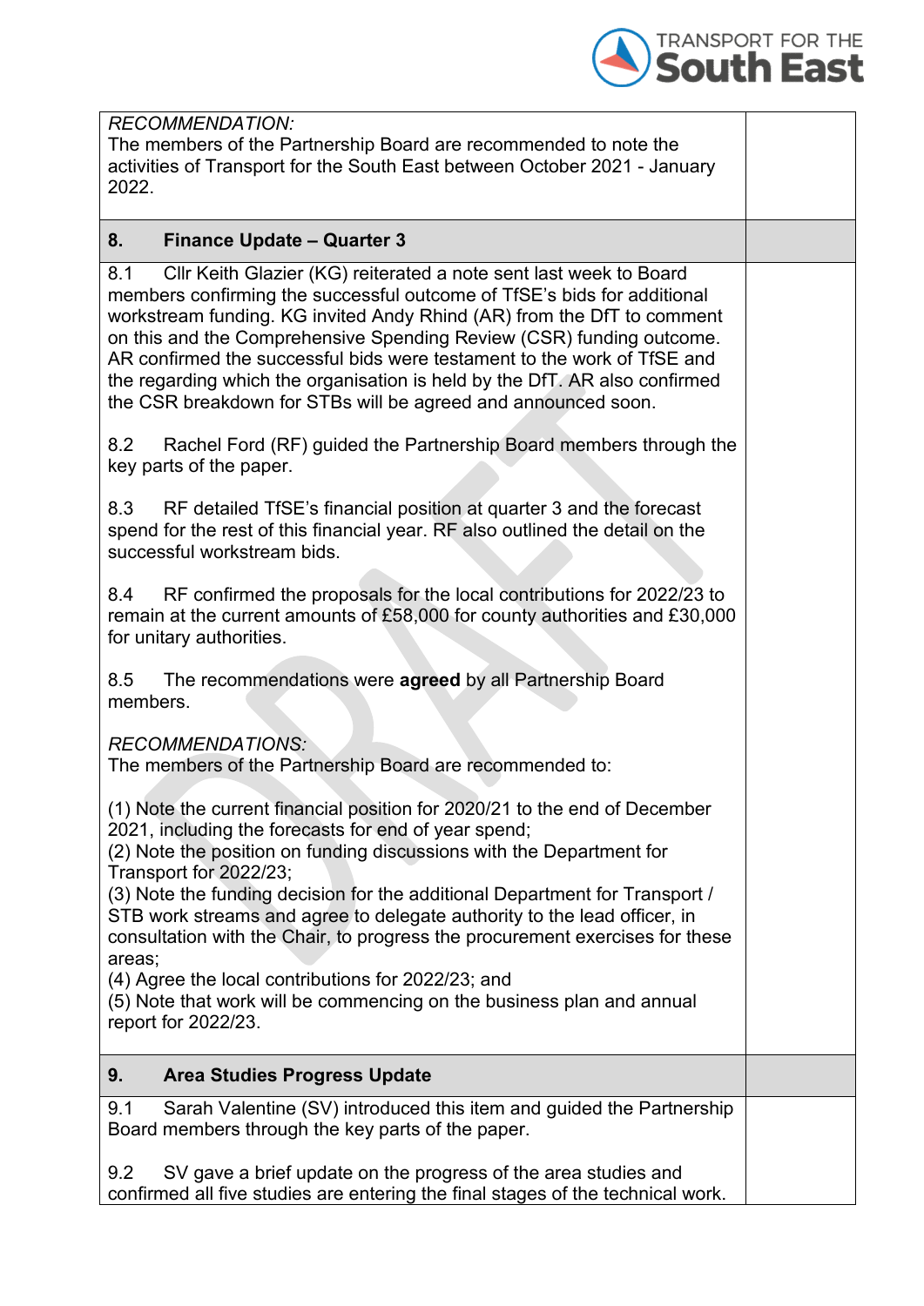*RECOMMENDATION:*
The members of the Partnership Board are recommended to note the activities of Transport for the South East between October 2021 - January 2022.

## 8. Finance Update – Quarter 3

8.1 Cllr Keith Glazier (KG) reiterated a note sent last week to Board members confirming the successful outcome of TfSE's bids for additional workstream funding. KG invited Andy Rhind (AR) from the DfT to comment on this and the Comprehensive Spending Review (CSR) funding outcome. AR confirmed the successful bids were testament to the work of TfSE and the regarding which the organisation is held by the DfT. AR also confirmed the CSR breakdown for STBs will be agreed and announced soon.

8.2 Rachel Ford (RF) guided the Partnership Board members through the key parts of the paper.

8.3 RF detailed TfSE's financial position at quarter 3 and the forecast spend for the rest of this financial year. RF also outlined the detail on the successful workstream bids.

8.4 RF confirmed the proposals for the local contributions for 2022/23 to remain at the current amounts of £58,000 for county authorities and £30,000 for unitary authorities.

8.5 The recommendations were **agreed** by all Partnership Board members.

*RECOMMENDATIONS:*
The members of the Partnership Board are recommended to:

(1) Note the current financial position for 2020/21 to the end of December 2021, including the forecasts for end of year spend;
(2) Note the position on funding discussions with the Department for Transport for 2022/23;
(3) Note the funding decision for the additional Department for Transport / STB work streams and agree to delegate authority to the lead officer, in consultation with the Chair, to progress the procurement exercises for these areas;
(4) Agree the local contributions for 2022/23; and
(5) Note that work will be commencing on the business plan and annual report for 2022/23.

## 9. Area Studies Progress Update

9.1 Sarah Valentine (SV) introduced this item and guided the Partnership Board members through the key parts of the paper.

9.2 SV gave a brief update on the progress of the area studies and confirmed all five studies are entering the final stages of the technical work.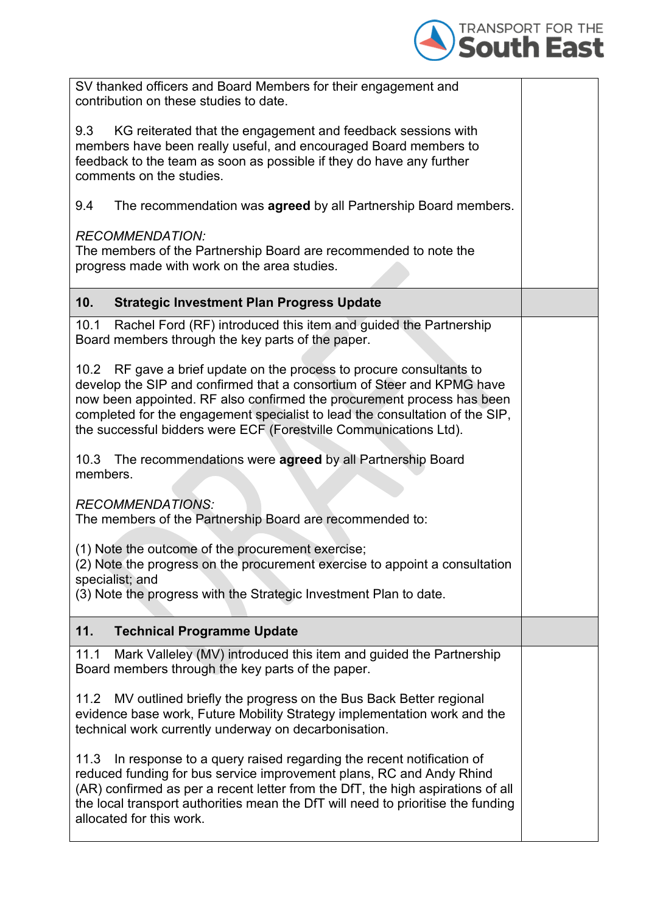| | |
|---|---|
| SV thanked officers and Board Members for their engagement and contribution on these studies to date.<br><br>9.3 KG reiterated that the engagement and feedback sessions with members have been really useful, and encouraged Board members to feedback to the team as soon as possible if they do have any further comments on the studies.<br><br>9.4 The recommendation was **agreed** by all Partnership Board members.<br><br>*RECOMMENDATION:*<br>The members of the Partnership Board are recommended to note the progress made with work on the area studies. | |
| **10. Strategic Investment Plan Progress Update** | |
| 10.1 Rachel Ford (RF) introduced this item and guided the Partnership Board members through the key parts of the paper.<br><br>10.2 RF gave a brief update on the process to procure consultants to develop the SIP and confirmed that a consortium of Steer and KPMG have now been appointed. RF also confirmed the procurement process has been completed for the engagement specialist to lead the consultation of the SIP, the successful bidders were ECF (Forestville Communications Ltd).<br><br>10.3 The recommendations were **agreed** by all Partnership Board members.<br><br>*RECOMMENDATIONS:*<br>The members of the Partnership Board are recommended to:<br><br>(1) Note the outcome of the procurement exercise;<br>(2) Note the progress on the procurement exercise to appoint a consultation specialist; and<br>(3) Note the progress with the Strategic Investment Plan to date. | |
| **11. Technical Programme Update** | |
| 11.1 Mark Valleley (MV) introduced this item and guided the Partnership Board members through the key parts of the paper.<br><br>11.2 MV outlined briefly the progress on the Bus Back Better regional evidence base work, Future Mobility Strategy implementation work and the technical work currently underway on decarbonisation.<br><br>11.3 In response to a query raised regarding the recent notification of reduced funding for bus service improvement plans, RC and Andy Rhind (AR) confirmed as per a recent letter from the DfT, the high aspirations of all the local transport authorities mean the DfT will need to prioritise the funding allocated for this work. | |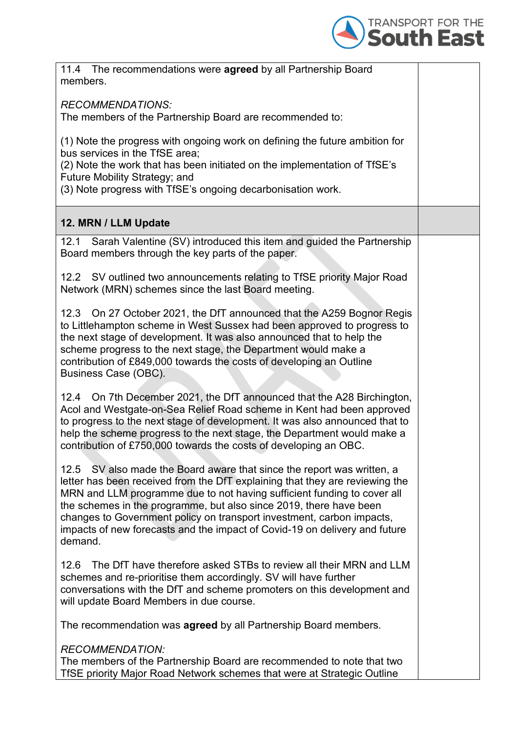| | |
|---|---|
| 11.4 The recommendations were **agreed** by all Partnership Board members.<br><br>*RECOMMENDATIONS:*<br>The members of the Partnership Board are recommended to:<br><br>(1) Note the progress with ongoing work on defining the future ambition for bus services in the TfSE area;<br>(2) Note the work that has been initiated on the implementation of TfSE's Future Mobility Strategy; and<br>(3) Note progress with TfSE's ongoing decarbonisation work. | |
| **12. MRN / LLM Update** | |
| 12.1 Sarah Valentine (SV) introduced this item and guided the Partnership Board members through the key parts of the paper.<br><br>12.2 SV outlined two announcements relating to TfSE priority Major Road Network (MRN) schemes since the last Board meeting.<br><br>12.3 On 27 October 2021, the DfT announced that the A259 Bognor Regis to Littlehampton scheme in West Sussex had been approved to progress to the next stage of development. It was also announced that to help the scheme progress to the next stage, the Department would make a contribution of £849,000 towards the costs of developing an Outline Business Case (OBC).<br><br>12.4 On 7th December 2021, the DfT announced that the A28 Birchington, Acol and Westgate-on-Sea Relief Road scheme in Kent had been approved to progress to the next stage of development. It was also announced that to help the scheme progress to the next stage, the Department would make a contribution of £750,000 towards the costs of developing an OBC.<br><br>12.5 SV also made the Board aware that since the report was written, a letter has been received from the DfT explaining that they are reviewing the MRN and LLM programme due to not having sufficient funding to cover all the schemes in the programme, but also since 2019, there have been changes to Government policy on transport investment, carbon impacts, impacts of new forecasts and the impact of Covid-19 on delivery and future demand.<br><br>12.6 The DfT have therefore asked STBs to review all their MRN and LLM schemes and re-prioritise them accordingly. SV will have further conversations with the DfT and scheme promoters on this development and will update Board Members in due course.<br><br>The recommendation was **agreed** by all Partnership Board members.<br><br>*RECOMMENDATION:*<br>The members of the Partnership Board are recommended to note that two TfSE priority Major Road Network schemes that were at Strategic Outline | |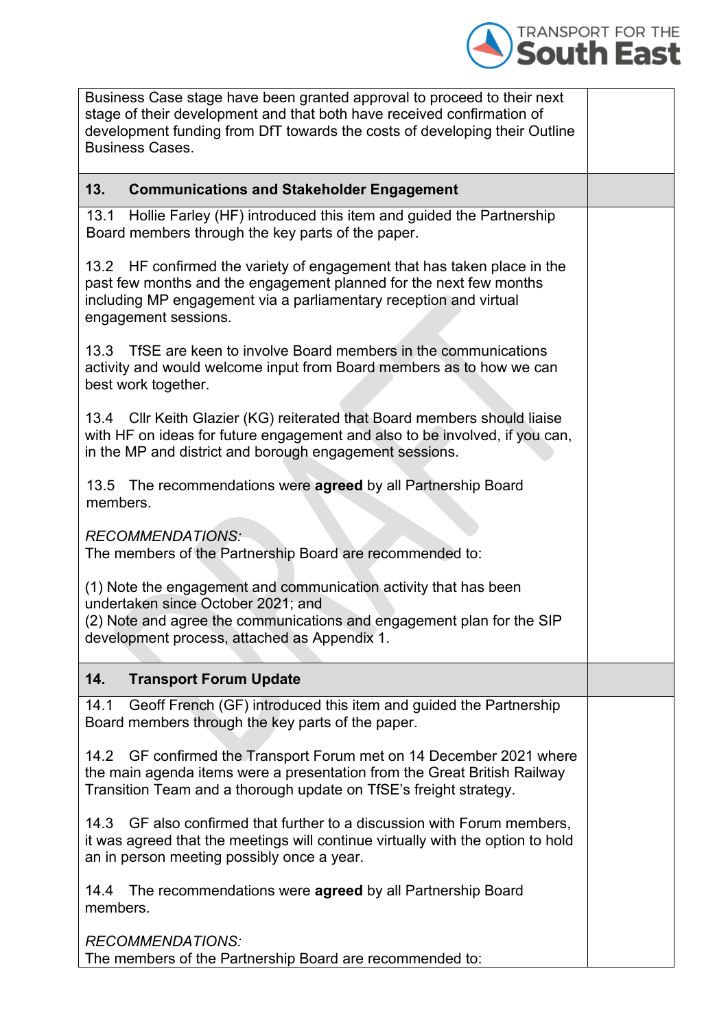| | |
|---|---|
| Business Case stage have been granted approval to proceed to their next stage of their development and that both have received confirmation of development funding from DfT towards the costs of developing their Outline Business Cases. | |
| **13. Communications and Stakeholder Engagement** | |
| 13.1 Hollie Farley (HF) introduced this item and guided the Partnership Board members through the key parts of the paper.<br><br>13.2 HF confirmed the variety of engagement that has taken place in the past few months and the engagement planned for the next few months including MP engagement via a parliamentary reception and virtual engagement sessions.<br><br>13.3 TfSE are keen to involve Board members in the communications activity and would welcome input from Board members as to how we can best work together.<br><br>13.4 Cllr Keith Glazier (KG) reiterated that Board members should liaise with HF on ideas for future engagement and also to be involved, if you can, in the MP and district and borough engagement sessions.<br><br>13.5 The recommendations were **agreed** by all Partnership Board members.<br><br>*RECOMMENDATIONS:*<br>The members of the Partnership Board are recommended to:<br><br>(1) Note the engagement and communication activity that has been undertaken since October 2021; and<br>(2) Note and agree the communications and engagement plan for the SIP development process, attached as Appendix 1. | |
| **14. Transport Forum Update** | |
| 14.1 Geoff French (GF) introduced this item and guided the Partnership Board members through the key parts of the paper.<br><br>14.2 GF confirmed the Transport Forum met on 14 December 2021 where the main agenda items were a presentation from the Great British Railway Transition Team and a thorough update on TfSE's freight strategy.<br><br>14.3 GF also confirmed that further to a discussion with Forum members, it was agreed that the meetings will continue virtually with the option to hold an in person meeting possibly once a year.<br><br>14.4 The recommendations were **agreed** by all Partnership Board members.<br><br>*RECOMMENDATIONS:*<br>The members of the Partnership Board are recommended to: | |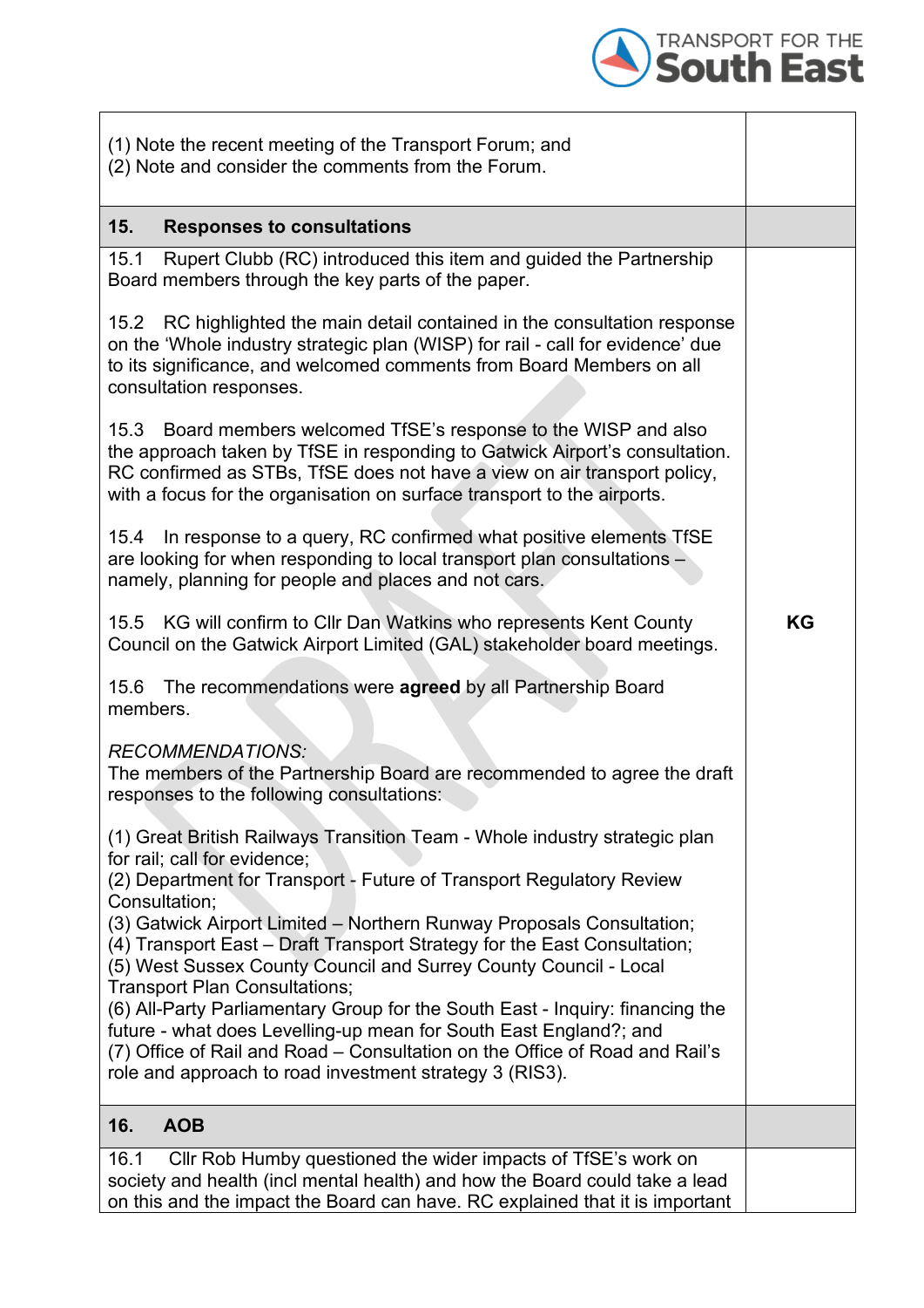| | |
|---|---|
| (1) Note the recent meeting of the Transport Forum; and<br>(2) Note and consider the comments from the Forum. | |
| **15. Responses to consultations** | |
| 15.1 Rupert Clubb (RC) introduced this item and guided the Partnership Board members through the key parts of the paper.<br><br>15.2 RC highlighted the main detail contained in the consultation response on the 'Whole industry strategic plan (WISP) for rail - call for evidence' due to its significance, and welcomed comments from Board Members on all consultation responses.<br><br>15.3 Board members welcomed TfSE's response to the WISP and also the approach taken by TfSE in responding to Gatwick Airport's consultation. RC confirmed as STBs, TfSE does not have a view on air transport policy, with a focus for the organisation on surface transport to the airports.<br><br>15.4 In response to a query, RC confirmed what positive elements TfSE are looking for when responding to local transport plan consultations – namely, planning for people and places and not cars.<br><br>15.5 KG will confirm to Cllr Dan Watkins who represents Kent County Council on the Gatwick Airport Limited (GAL) stakeholder board meetings.<br><br>15.6 The recommendations were **agreed** by all Partnership Board members.<br><br>*RECOMMENDATIONS:*<br>The members of the Partnership Board are recommended to agree the draft responses to the following consultations:<br><br>(1) Great British Railways Transition Team - Whole industry strategic plan for rail; call for evidence;<br>(2) Department for Transport - Future of Transport Regulatory Review Consultation;<br>(3) Gatwick Airport Limited – Northern Runway Proposals Consultation;<br>(4) Transport East – Draft Transport Strategy for the East Consultation;<br>(5) West Sussex County Council and Surrey County Council - Local Transport Plan Consultations;<br>(6) All-Party Parliamentary Group for the South East - Inquiry: financing the future - what does Levelling-up mean for South East England?; and<br>(7) Office of Rail and Road – Consultation on the Office of Road and Rail's role and approach to road investment strategy 3 (RIS3). | **KG** |
| **16. AOB** | |
| 16.1 Cllr Rob Humby questioned the wider impacts of TfSE's work on society and health (incl mental health) and how the Board could take a lead on this and the impact the Board can have. RC explained that it is important | |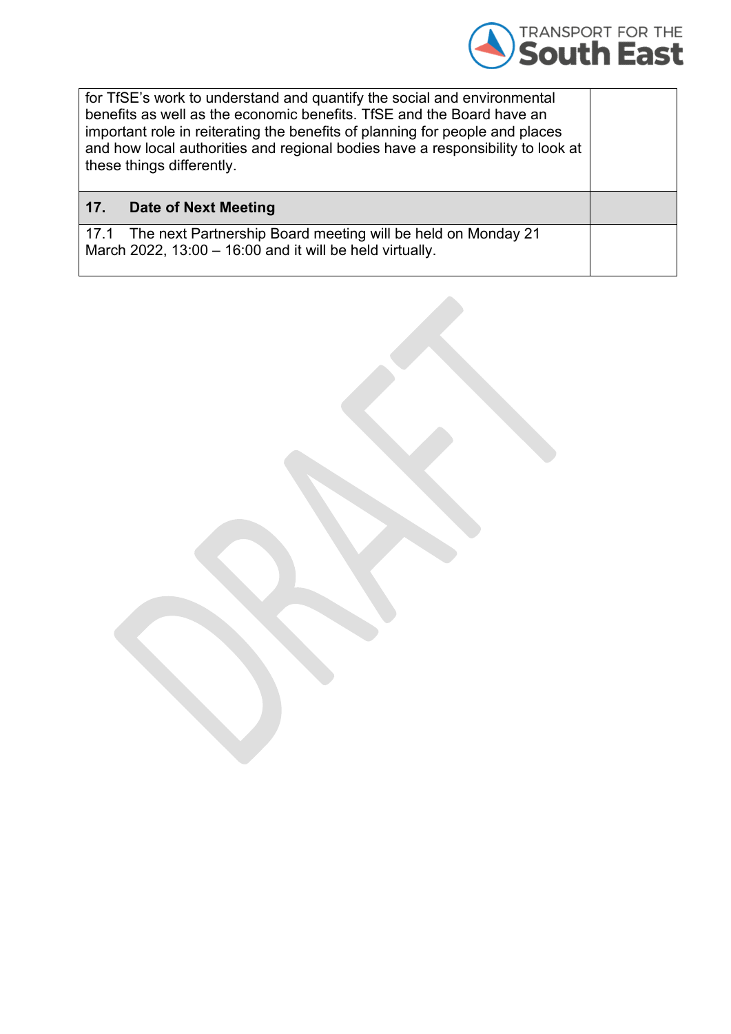| | |
|---|---|
| for TfSE's work to understand and quantify the social and environmental benefits as well as the economic benefits. TfSE and the Board have an important role in reiterating the benefits of planning for people and places and how local authorities and regional bodies have a responsibility to look at these things differently. | |
| **17. Date of Next Meeting** | |
| 17.1 The next Partnership Board meeting will be held on Monday 21 March 2022, 13:00 – 16:00 and it will be held virtually. | |